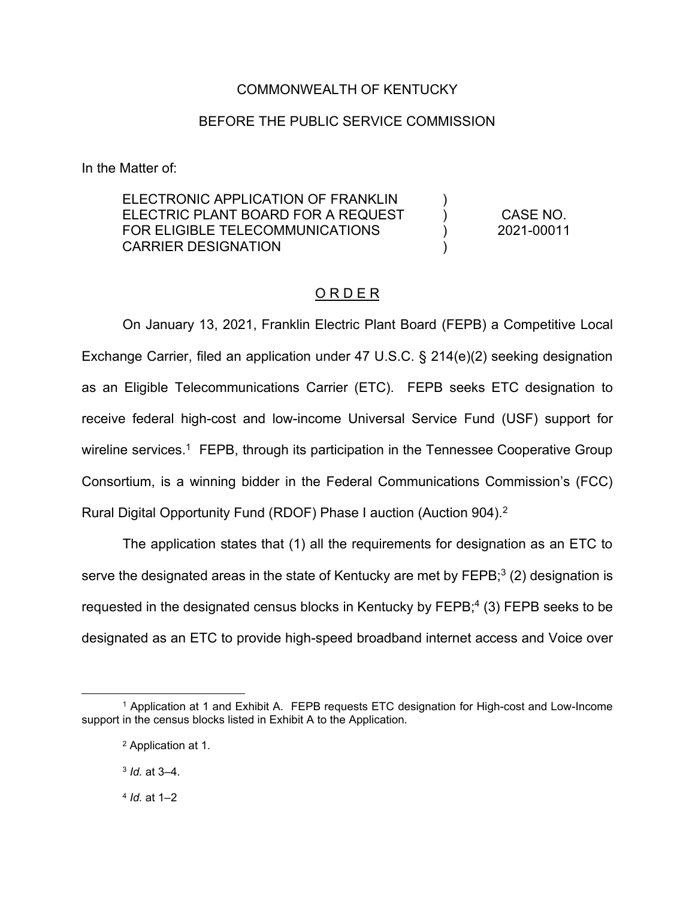COMMONWEALTH OF KENTUCKY

BEFORE THE PUBLIC SERVICE COMMISSION

In the Matter of:

| | | |
|---|---|---|
| ELECTRONIC APPLICATION OF FRANKLIN ELECTRIC PLANT BOARD FOR A REQUEST FOR ELIGIBLE TELECOMMUNICATIONS CARRIER DESIGNATION | ) ) ) ) | CASE NO. 2021-00011 |

<u>O R D E R</u>

On January 13, 2021, Franklin Electric Plant Board (FEPB) a Competitive Local Exchange Carrier, filed an application under 47 U.S.C. § 214(e)(2) seeking designation as an Eligible Telecommunications Carrier (ETC). FEPB seeks ETC designation to receive federal high-cost and low-income Universal Service Fund (USF) support for wireline services.[1] FEPB, through its participation in the Tennessee Cooperative Group Consortium, is a winning bidder in the Federal Communications Commission's (FCC) Rural Digital Opportunity Fund (RDOF) Phase I auction (Auction 904).[2]

The application states that (1) all the requirements for designation as an ETC to serve the designated areas in the state of Kentucky are met by FEPB;[3] (2) designation is requested in the designated census blocks in Kentucky by FEPB;[4] (3) FEPB seeks to be designated as an ETC to provide high-speed broadband internet access and Voice over

---

[1] Application at 1 and Exhibit A. FEPB requests ETC designation for High-cost and Low-Income support in the census blocks listed in Exhibit A to the Application.

[2] Application at 1.

[3] *Id.* at 3–4.

[4] *Id.* at 1–2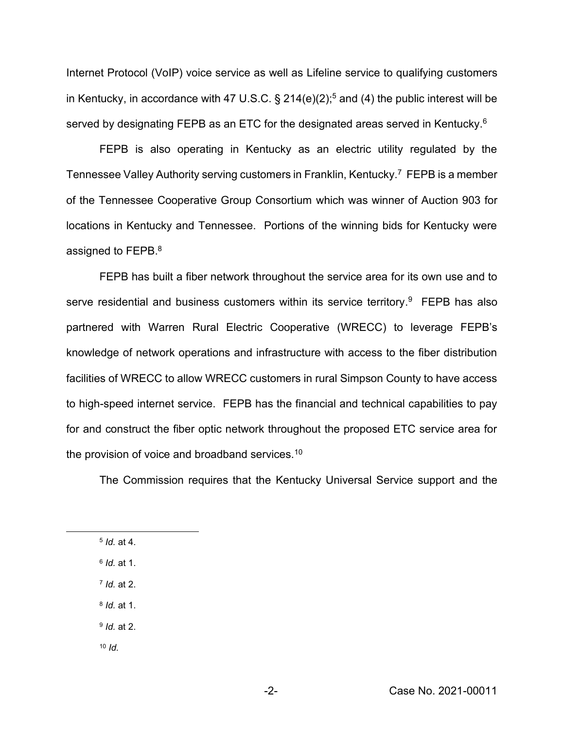Internet Protocol (VoIP) voice service as well as Lifeline service to qualifying customers in Kentucky, in accordance with 47 U.S.C. § 214(e)(2);[5] and (4) the public interest will be served by designating FEPB as an ETC for the designated areas served in Kentucky.[6]

FEPB is also operating in Kentucky as an electric utility regulated by the Tennessee Valley Authority serving customers in Franklin, Kentucky.[7] FEPB is a member of the Tennessee Cooperative Group Consortium which was winner of Auction 903 for locations in Kentucky and Tennessee. Portions of the winning bids for Kentucky were assigned to FEPB.[8]

FEPB has built a fiber network throughout the service area for its own use and to serve residential and business customers within its service territory.[9] FEPB has also partnered with Warren Rural Electric Cooperative (WRECC) to leverage FEPB's knowledge of network operations and infrastructure with access to the fiber distribution facilities of WRECC to allow WRECC customers in rural Simpson County to have access to high-speed internet service. FEPB has the financial and technical capabilities to pay for and construct the fiber optic network throughout the proposed ETC service area for the provision of voice and broadband services.[10]

The Commission requires that the Kentucky Universal Service support and the

---

[5] *Id.* at 4.

[6] *Id.* at 1.

[7] *Id.* at 2.

[8] *Id.* at 1.

[9] *Id.* at 2.

[10] *Id.*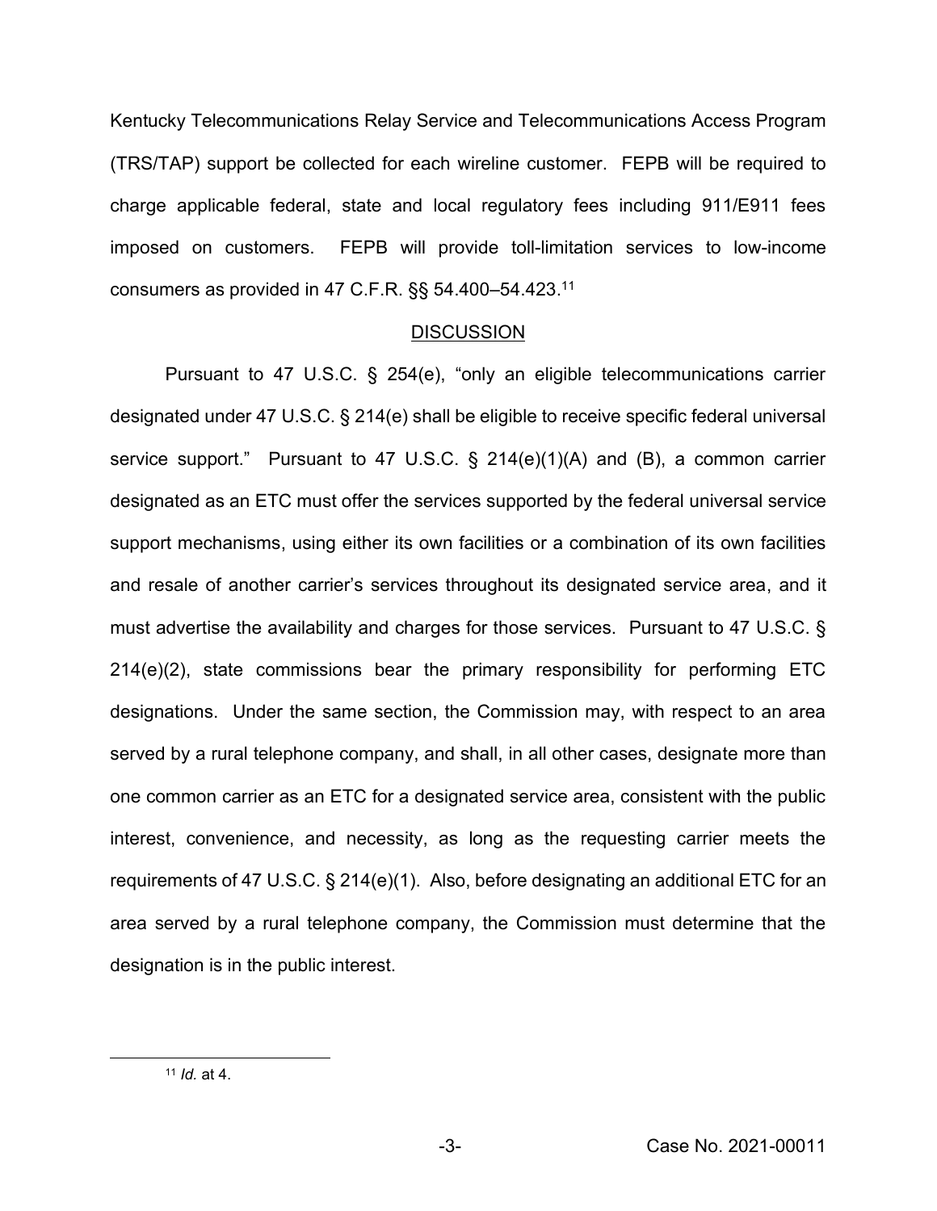Kentucky Telecommunications Relay Service and Telecommunications Access Program (TRS/TAP) support be collected for each wireline customer. FEPB will be required to charge applicable federal, state and local regulatory fees including 911/E911 fees imposed on customers. FEPB will provide toll-limitation services to low-income consumers as provided in 47 C.F.R. §§ 54.400–54.423.[11]

## DISCUSSION

Pursuant to 47 U.S.C. § 254(e), "only an eligible telecommunications carrier designated under 47 U.S.C. § 214(e) shall be eligible to receive specific federal universal service support." Pursuant to 47 U.S.C. § 214(e)(1)(A) and (B), a common carrier designated as an ETC must offer the services supported by the federal universal service support mechanisms, using either its own facilities or a combination of its own facilities and resale of another carrier's services throughout its designated service area, and it must advertise the availability and charges for those services. Pursuant to 47 U.S.C. § 214(e)(2), state commissions bear the primary responsibility for performing ETC designations. Under the same section, the Commission may, with respect to an area served by a rural telephone company, and shall, in all other cases, designate more than one common carrier as an ETC for a designated service area, consistent with the public interest, convenience, and necessity, as long as the requesting carrier meets the requirements of 47 U.S.C. § 214(e)(1). Also, before designating an additional ETC for an area served by a rural telephone company, the Commission must determine that the designation is in the public interest.

[11] *Id.* at 4.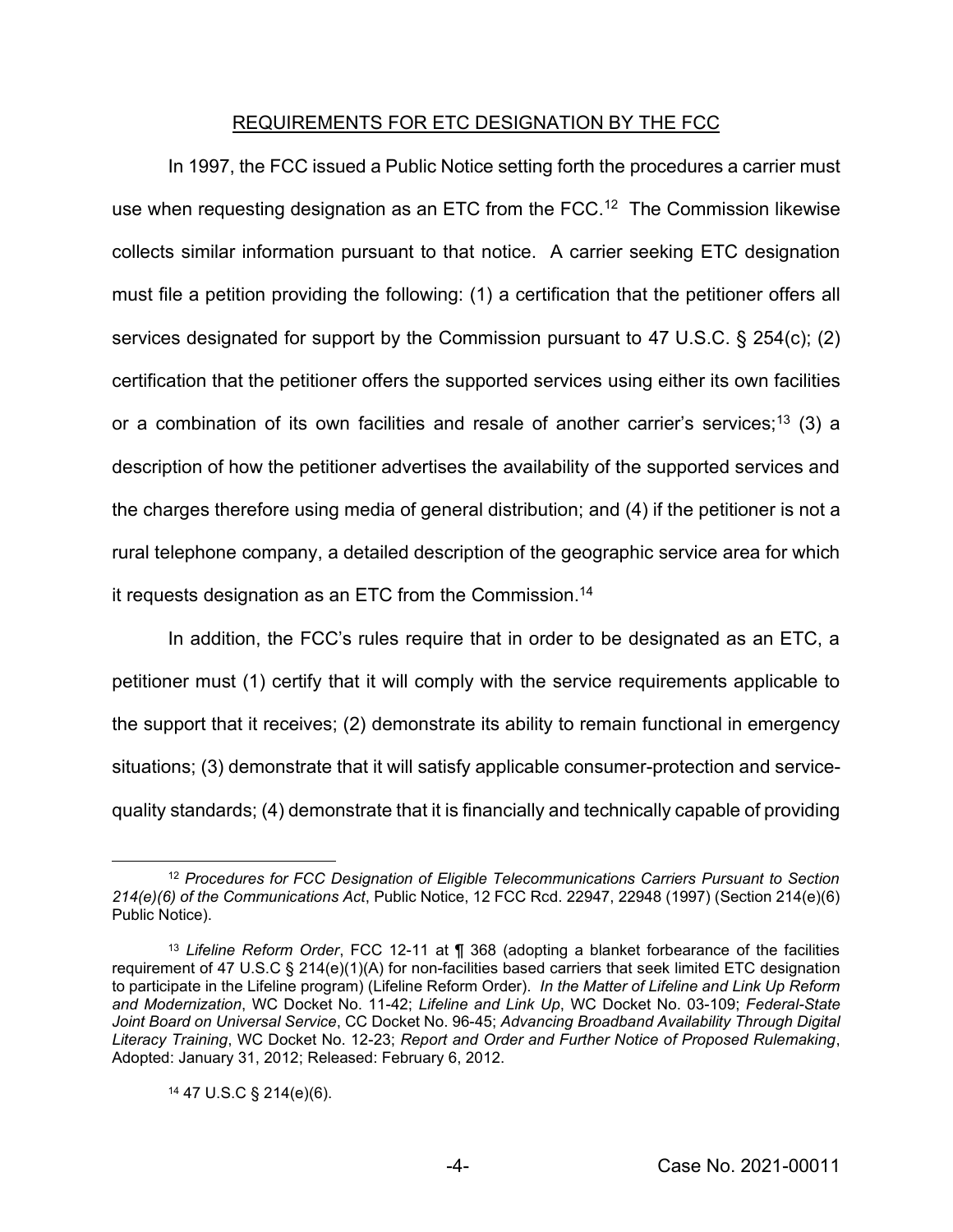## REQUIREMENTS FOR ETC DESIGNATION BY THE FCC

In 1997, the FCC issued a Public Notice setting forth the procedures a carrier must use when requesting designation as an ETC from the FCC.[12] The Commission likewise collects similar information pursuant to that notice. A carrier seeking ETC designation must file a petition providing the following: (1) a certification that the petitioner offers all services designated for support by the Commission pursuant to 47 U.S.C. § 254(c); (2) certification that the petitioner offers the supported services using either its own facilities or a combination of its own facilities and resale of another carrier's services;[13] (3) a description of how the petitioner advertises the availability of the supported services and the charges therefore using media of general distribution; and (4) if the petitioner is not a rural telephone company, a detailed description of the geographic service area for which it requests designation as an ETC from the Commission.[14]

In addition, the FCC's rules require that in order to be designated as an ETC, a petitioner must (1) certify that it will comply with the service requirements applicable to the support that it receives; (2) demonstrate its ability to remain functional in emergency situations; (3) demonstrate that it will satisfy applicable consumer-protection and service-quality standards; (4) demonstrate that it is financially and technically capable of providing

---

[12] *Procedures for FCC Designation of Eligible Telecommunications Carriers Pursuant to Section 214(e)(6) of the Communications Act*, Public Notice, 12 FCC Rcd. 22947, 22948 (1997) (Section 214(e)(6) Public Notice).

[13] *Lifeline Reform Order*, FCC 12-11 at ¶ 368 (adopting a blanket forbearance of the facilities requirement of 47 U.S.C § 214(e)(1)(A) for non-facilities based carriers that seek limited ETC designation to participate in the Lifeline program) (Lifeline Reform Order). *In the Matter of Lifeline and Link Up Reform and Modernization*, WC Docket No. 11-42; *Lifeline and Link Up*, WC Docket No. 03-109; *Federal-State Joint Board on Universal Service*, CC Docket No. 96-45; *Advancing Broadband Availability Through Digital Literacy Training*, WC Docket No. 12-23; *Report and Order and Further Notice of Proposed Rulemaking*, Adopted: January 31, 2012; Released: February 6, 2012.

[14] 47 U.S.C § 214(e)(6).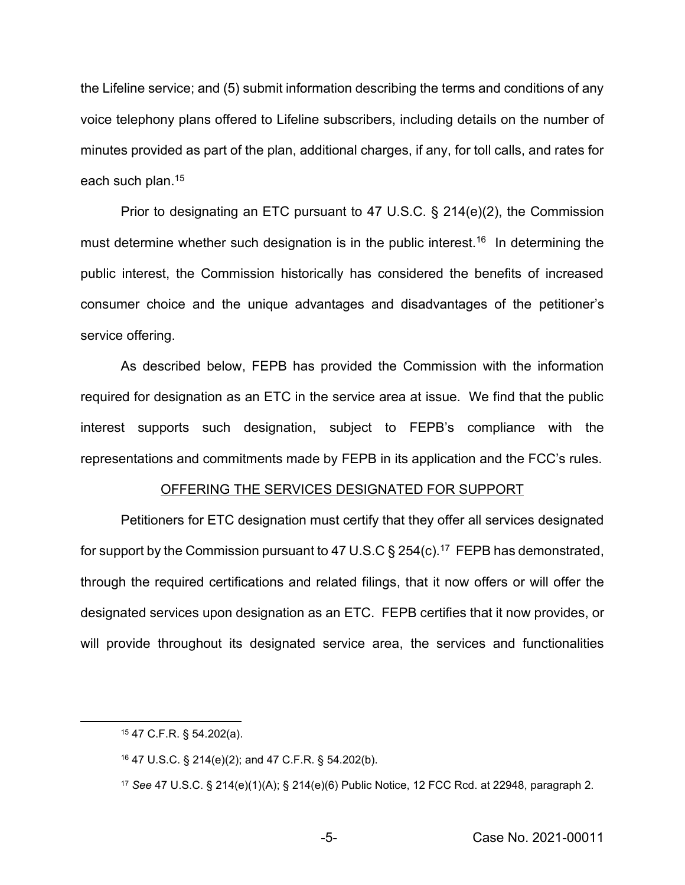the Lifeline service; and (5) submit information describing the terms and conditions of any voice telephony plans offered to Lifeline subscribers, including details on the number of minutes provided as part of the plan, additional charges, if any, for toll calls, and rates for each such plan.[15]

Prior to designating an ETC pursuant to 47 U.S.C. § 214(e)(2), the Commission must determine whether such designation is in the public interest.[16] In determining the public interest, the Commission historically has considered the benefits of increased consumer choice and the unique advantages and disadvantages of the petitioner's service offering.

As described below, FEPB has provided the Commission with the information required for designation as an ETC in the service area at issue. We find that the public interest supports such designation, subject to FEPB's compliance with the representations and commitments made by FEPB in its application and the FCC's rules.

## OFFERING THE SERVICES DESIGNATED FOR SUPPORT

Petitioners for ETC designation must certify that they offer all services designated for support by the Commission pursuant to 47 U.S.C § 254(c).[17] FEPB has demonstrated, through the required certifications and related filings, that it now offers or will offer the designated services upon designation as an ETC. FEPB certifies that it now provides, or will provide throughout its designated service area, the services and functionalities

---

[15] 47 C.F.R. § 54.202(a).

[16] 47 U.S.C. § 214(e)(2); and 47 C.F.R. § 54.202(b).

[17] *See* 47 U.S.C. § 214(e)(1)(A); § 214(e)(6) Public Notice, 12 FCC Rcd. at 22948, paragraph 2.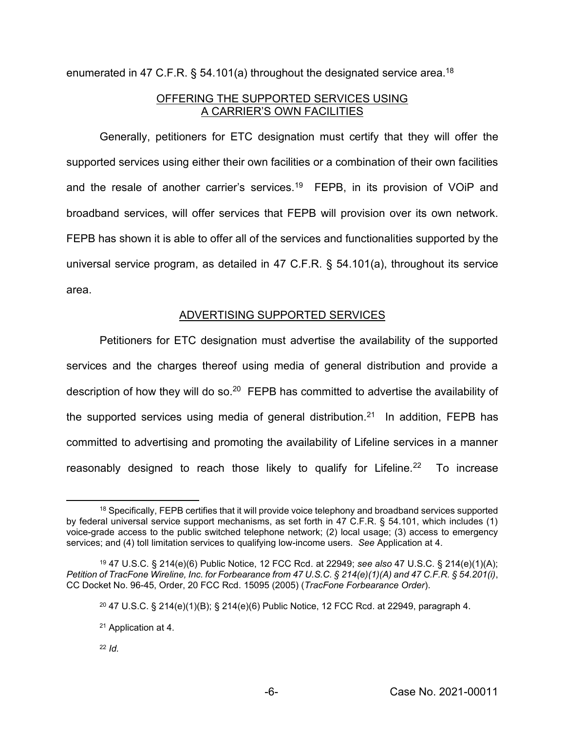enumerated in 47 C.F.R. § 54.101(a) throughout the designated service area.[18]

## OFFERING THE SUPPORTED SERVICES USING A CARRIER'S OWN FACILITIES

Generally, petitioners for ETC designation must certify that they will offer the supported services using either their own facilities or a combination of their own facilities and the resale of another carrier's services.[19] FEPB, in its provision of VOiP and broadband services, will offer services that FEPB will provision over its own network. FEPB has shown it is able to offer all of the services and functionalities supported by the universal service program, as detailed in 47 C.F.R. § 54.101(a), throughout its service area.

## ADVERTISING SUPPORTED SERVICES

Petitioners for ETC designation must advertise the availability of the supported services and the charges thereof using media of general distribution and provide a description of how they will do so.[20] FEPB has committed to advertise the availability of the supported services using media of general distribution.[21] In addition, FEPB has committed to advertising and promoting the availability of Lifeline services in a manner reasonably designed to reach those likely to qualify for Lifeline.[22] To increase

---

[18] Specifically, FEPB certifies that it will provide voice telephony and broadband services supported by federal universal service support mechanisms, as set forth in 47 C.F.R. § 54.101, which includes (1) voice-grade access to the public switched telephone network; (2) local usage; (3) access to emergency services; and (4) toll limitation services to qualifying low-income users. *See* Application at 4.

[19] 47 U.S.C. § 214(e)(6) Public Notice, 12 FCC Rcd. at 22949; *see also* 47 U.S.C. § 214(e)(1)(A); *Petition of TracFone Wireline, Inc. for Forbearance from 47 U.S.C. § 214(e)(1)(A) and 47 C.F.R. § 54.201(i)*, CC Docket No. 96-45, Order, 20 FCC Rcd. 15095 (2005) (*TracFone Forbearance Order*).

[20] 47 U.S.C. § 214(e)(1)(B); § 214(e)(6) Public Notice, 12 FCC Rcd. at 22949, paragraph 4.

[21] Application at 4.

[22] *Id.*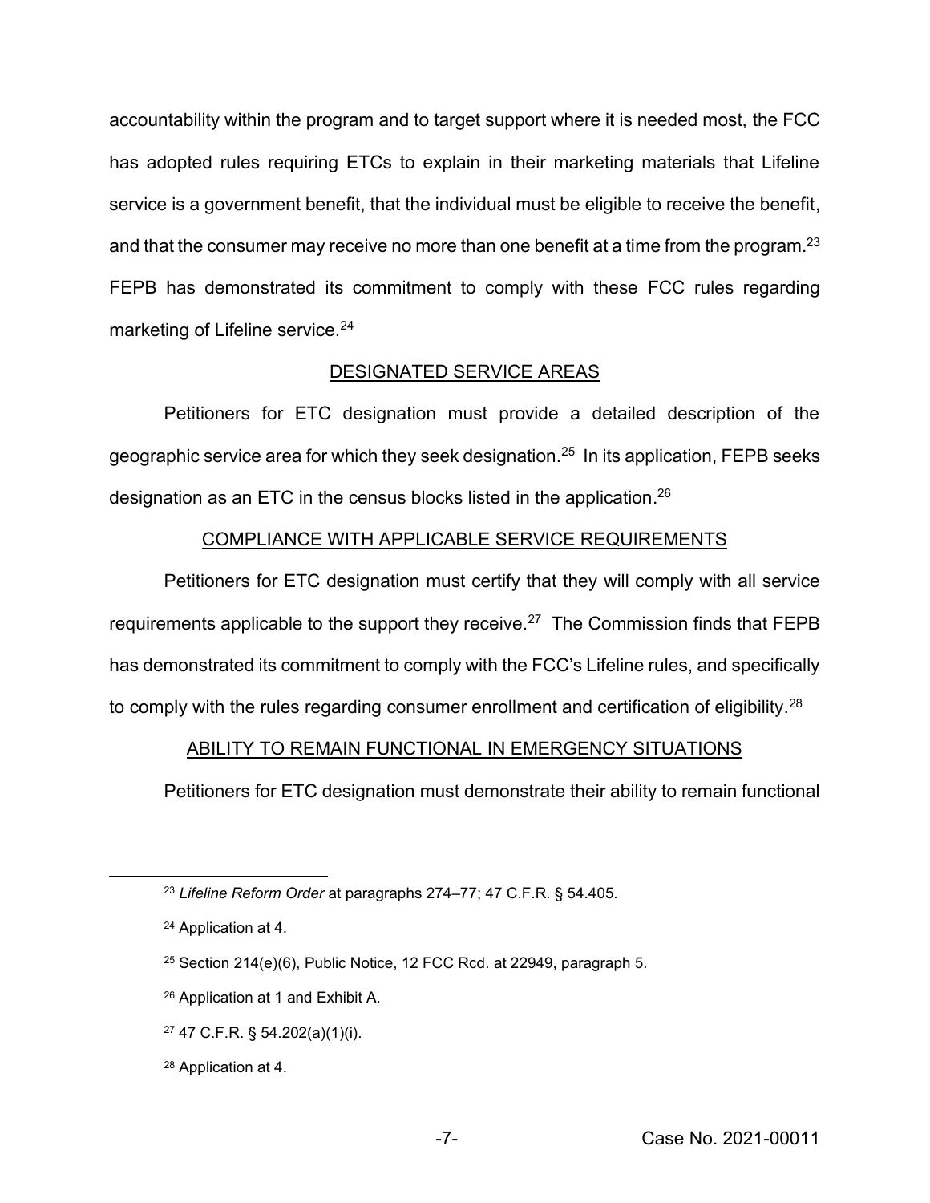accountability within the program and to target support where it is needed most, the FCC has adopted rules requiring ETCs to explain in their marketing materials that Lifeline service is a government benefit, that the individual must be eligible to receive the benefit, and that the consumer may receive no more than one benefit at a time from the program.[23] FEPB has demonstrated its commitment to comply with these FCC rules regarding marketing of Lifeline service.[24]

## DESIGNATED SERVICE AREAS

Petitioners for ETC designation must provide a detailed description of the geographic service area for which they seek designation.[25] In its application, FEPB seeks designation as an ETC in the census blocks listed in the application.[26]

## COMPLIANCE WITH APPLICABLE SERVICE REQUIREMENTS

Petitioners for ETC designation must certify that they will comply with all service requirements applicable to the support they receive.[27] The Commission finds that FEPB has demonstrated its commitment to comply with the FCC's Lifeline rules, and specifically to comply with the rules regarding consumer enrollment and certification of eligibility.[28]

## ABILITY TO REMAIN FUNCTIONAL IN EMERGENCY SITUATIONS

Petitioners for ETC designation must demonstrate their ability to remain functional

---

[23] *Lifeline Reform Order* at paragraphs 274–77; 47 C.F.R. § 54.405.

[24] Application at 4.

[25] Section 214(e)(6), Public Notice, 12 FCC Rcd. at 22949, paragraph 5.

[26] Application at 1 and Exhibit A.

[27] 47 C.F.R. § 54.202(a)(1)(i).

[28] Application at 4.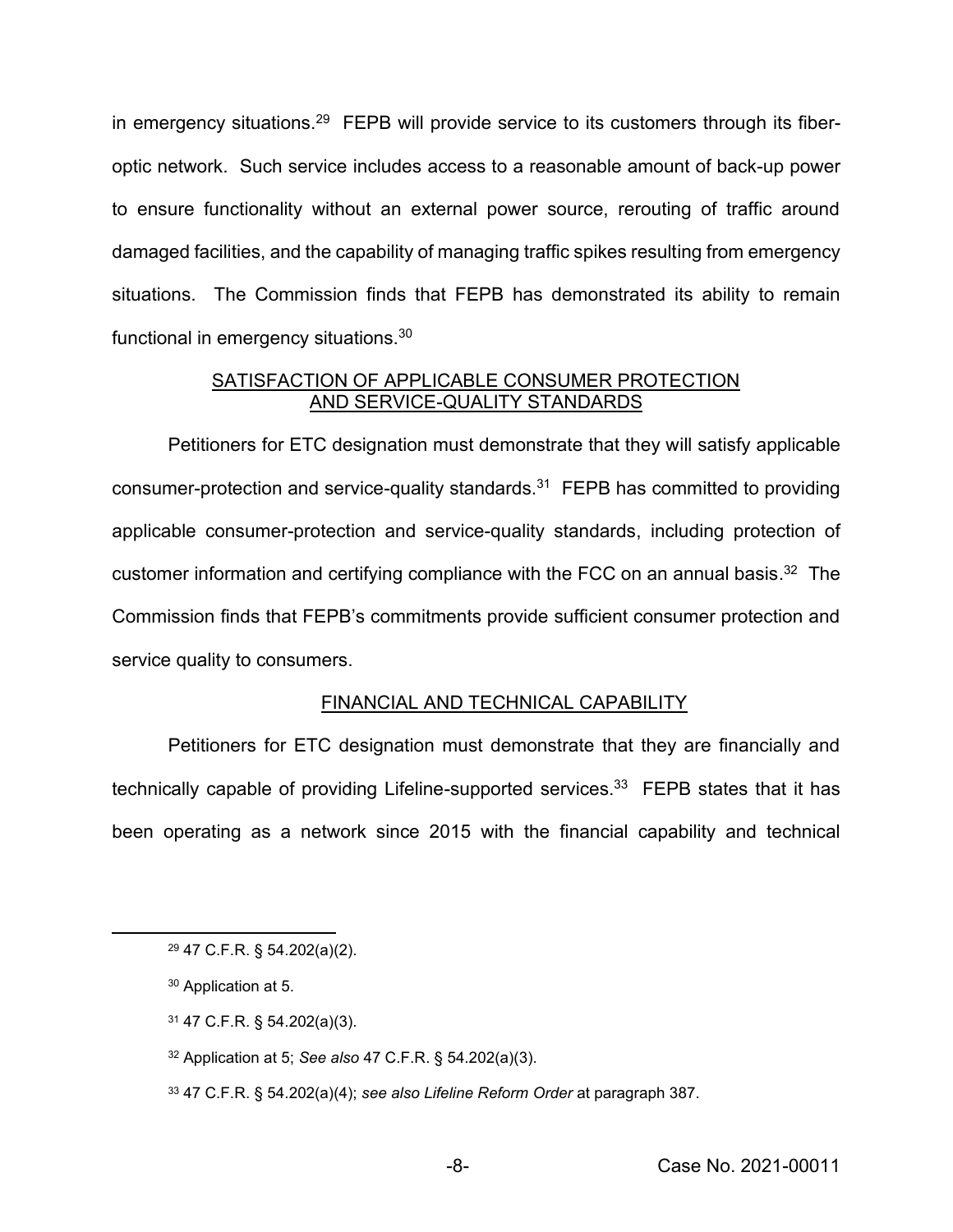in emergency situations.[29] FEPB will provide service to its customers through its fiber-optic network. Such service includes access to a reasonable amount of back-up power to ensure functionality without an external power source, rerouting of traffic around damaged facilities, and the capability of managing traffic spikes resulting from emergency situations. The Commission finds that FEPB has demonstrated its ability to remain functional in emergency situations.[30]

## SATISFACTION OF APPLICABLE CONSUMER PROTECTION AND SERVICE-QUALITY STANDARDS

Petitioners for ETC designation must demonstrate that they will satisfy applicable consumer-protection and service-quality standards.[31] FEPB has committed to providing applicable consumer-protection and service-quality standards, including protection of customer information and certifying compliance with the FCC on an annual basis.[32] The Commission finds that FEPB's commitments provide sufficient consumer protection and service quality to consumers.

## FINANCIAL AND TECHNICAL CAPABILITY

Petitioners for ETC designation must demonstrate that they are financially and technically capable of providing Lifeline-supported services.[33] FEPB states that it has been operating as a network since 2015 with the financial capability and technical

---

[29] 47 C.F.R. § 54.202(a)(2).

[30] Application at 5.

[31] 47 C.F.R. § 54.202(a)(3).

[32] Application at 5; *See also* 47 C.F.R. § 54.202(a)(3).

[33] 47 C.F.R. § 54.202(a)(4); *see also Lifeline Reform Order* at paragraph 387.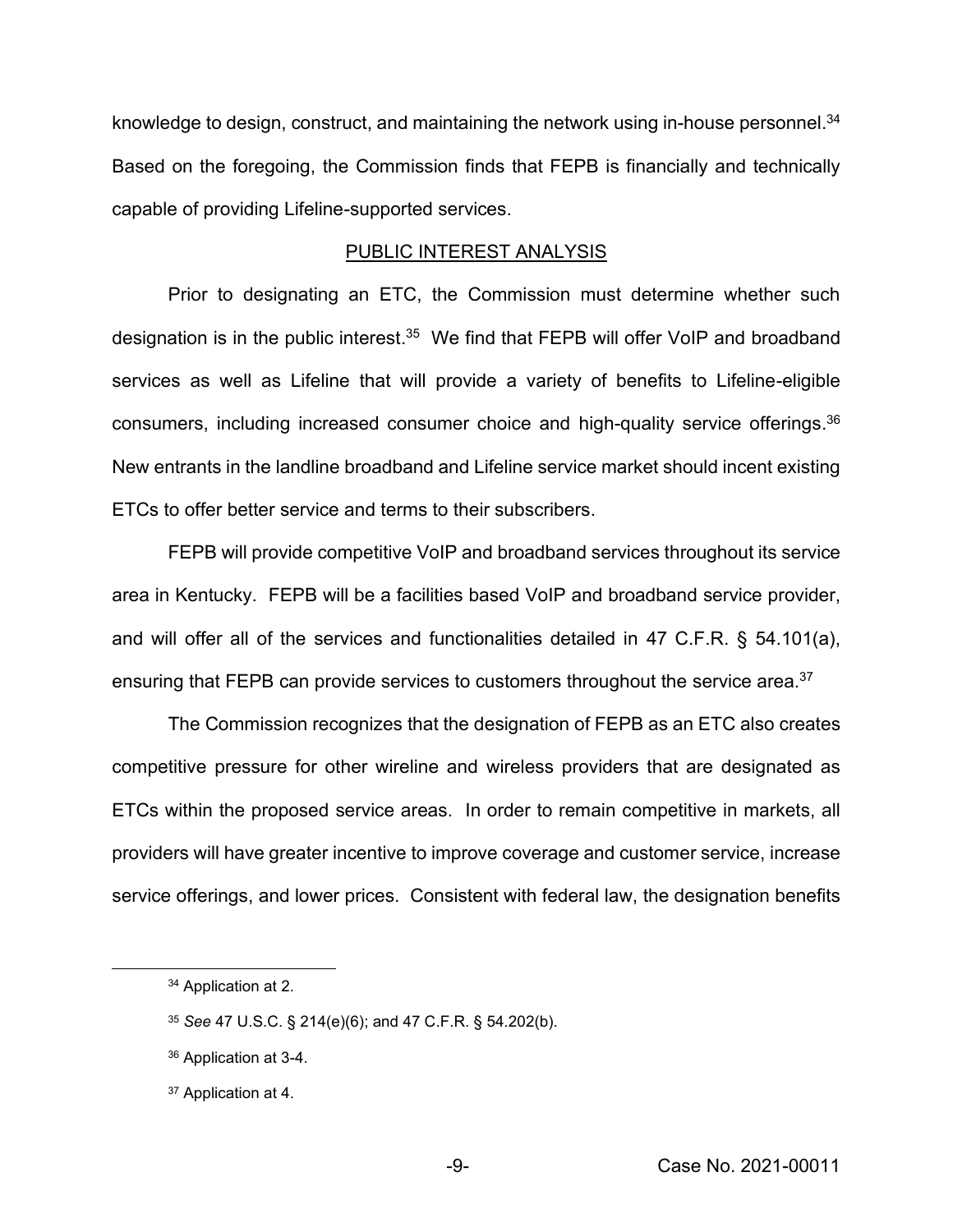knowledge to design, construct, and maintaining the network using in-house personnel.[34] Based on the foregoing, the Commission finds that FEPB is financially and technically capable of providing Lifeline-supported services.

## PUBLIC INTEREST ANALYSIS

Prior to designating an ETC, the Commission must determine whether such designation is in the public interest.[35] We find that FEPB will offer VoIP and broadband services as well as Lifeline that will provide a variety of benefits to Lifeline-eligible consumers, including increased consumer choice and high-quality service offerings.[36] New entrants in the landline broadband and Lifeline service market should incent existing ETCs to offer better service and terms to their subscribers.

FEPB will provide competitive VoIP and broadband services throughout its service area in Kentucky. FEPB will be a facilities based VoIP and broadband service provider, and will offer all of the services and functionalities detailed in 47 C.F.R. § 54.101(a), ensuring that FEPB can provide services to customers throughout the service area.[37]

The Commission recognizes that the designation of FEPB as an ETC also creates competitive pressure for other wireline and wireless providers that are designated as ETCs within the proposed service areas. In order to remain competitive in markets, all providers will have greater incentive to improve coverage and customer service, increase service offerings, and lower prices. Consistent with federal law, the designation benefits

---

[34] Application at 2.

[35] *See* 47 U.S.C. § 214(e)(6); and 47 C.F.R. § 54.202(b).

[36] Application at 3-4.

[37] Application at 4.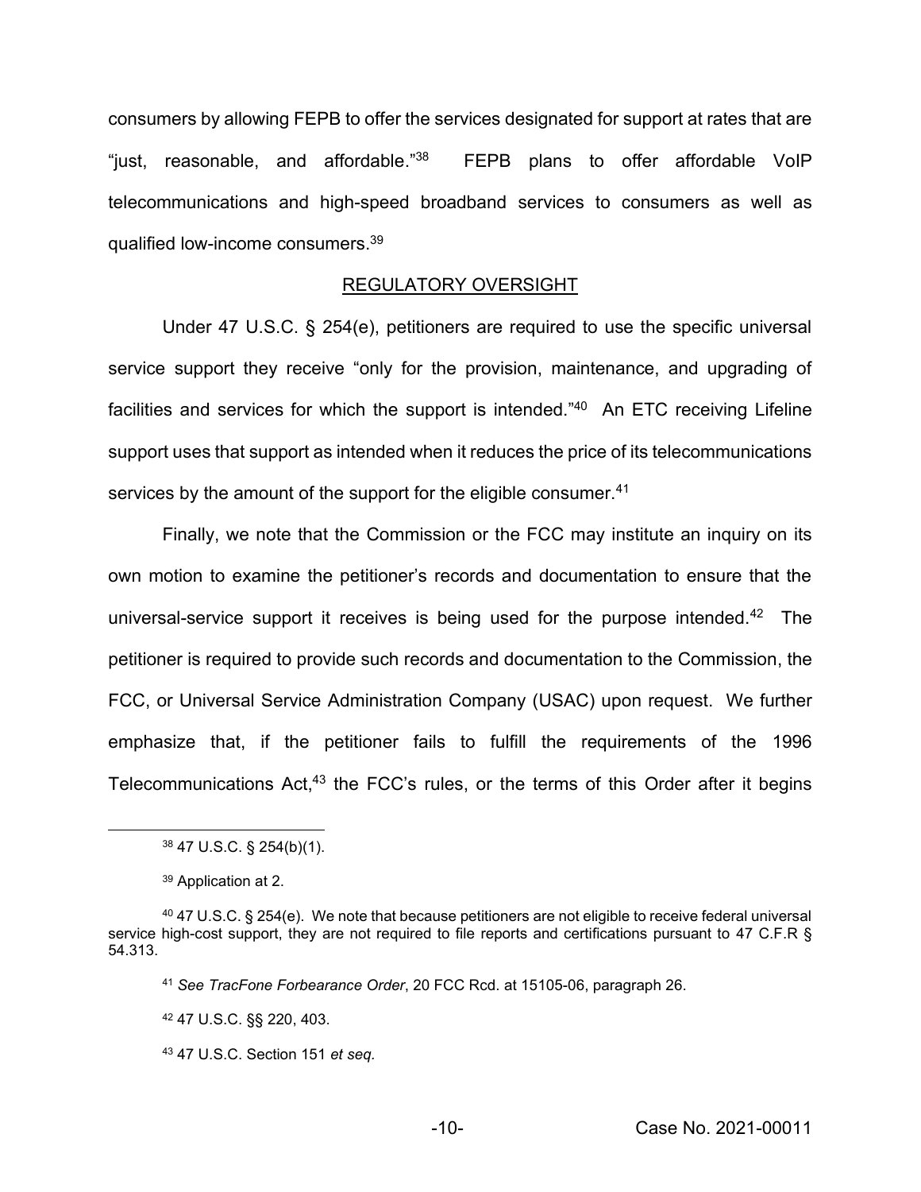consumers by allowing FEPB to offer the services designated for support at rates that are "just, reasonable, and affordable."[38] FEPB plans to offer affordable VoIP telecommunications and high-speed broadband services to consumers as well as qualified low-income consumers.[39]

## REGULATORY OVERSIGHT

Under 47 U.S.C. § 254(e), petitioners are required to use the specific universal service support they receive "only for the provision, maintenance, and upgrading of facilities and services for which the support is intended."[40] An ETC receiving Lifeline support uses that support as intended when it reduces the price of its telecommunications services by the amount of the support for the eligible consumer.[41]

Finally, we note that the Commission or the FCC may institute an inquiry on its own motion to examine the petitioner's records and documentation to ensure that the universal-service support it receives is being used for the purpose intended.[42] The petitioner is required to provide such records and documentation to the Commission, the FCC, or Universal Service Administration Company (USAC) upon request. We further emphasize that, if the petitioner fails to fulfill the requirements of the 1996 Telecommunications Act,[43] the FCC's rules, or the terms of this Order after it begins

---

[38] 47 U.S.C. § 254(b)(1).

[39] Application at 2.

[40] 47 U.S.C. § 254(e). We note that because petitioners are not eligible to receive federal universal service high-cost support, they are not required to file reports and certifications pursuant to 47 C.F.R § 54.313.

[41] *See TracFone Forbearance Order*, 20 FCC Rcd. at 15105-06, paragraph 26.

[42] 47 U.S.C. §§ 220, 403.

[43] 47 U.S.C. Section 151 *et seq.*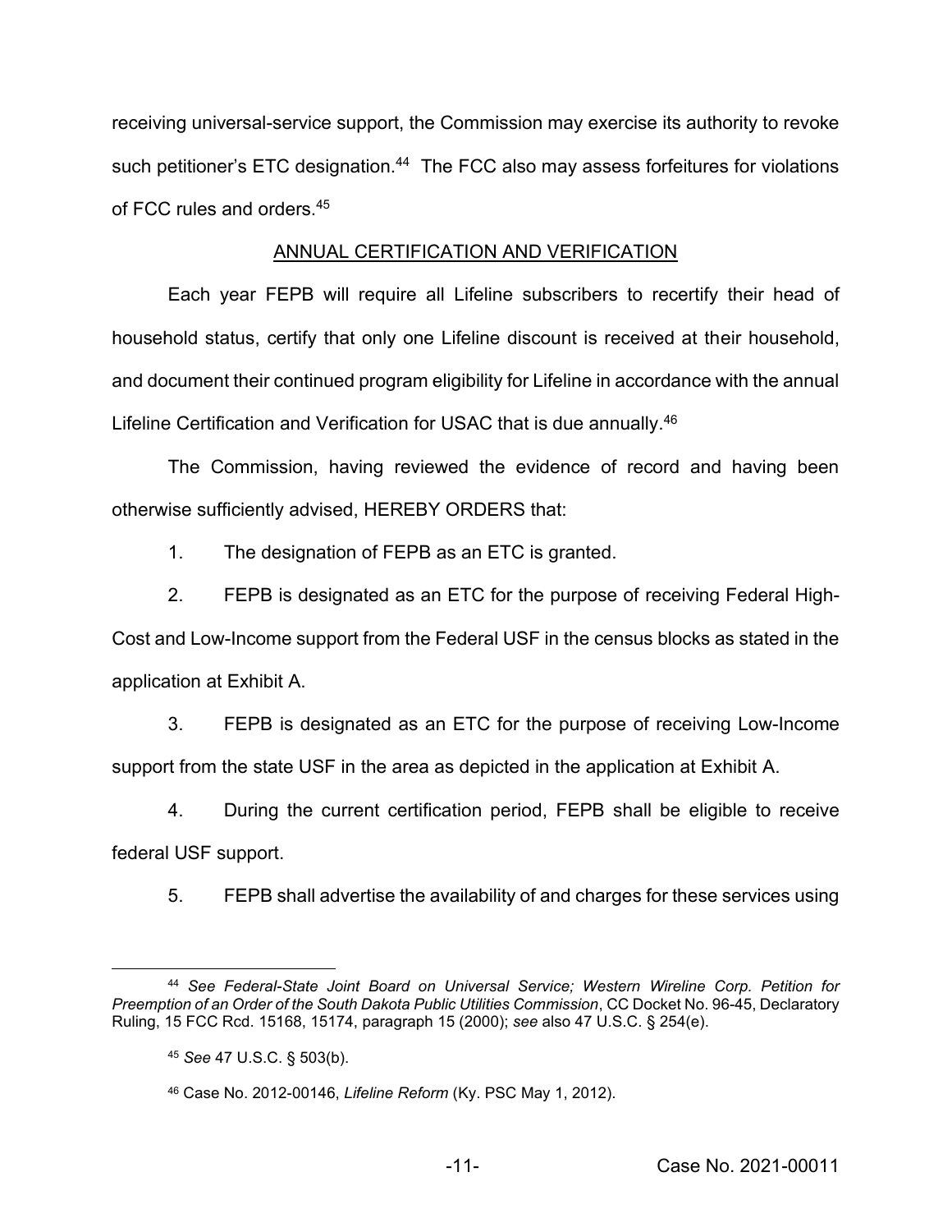receiving universal-service support, the Commission may exercise its authority to revoke such petitioner's ETC designation.[44] The FCC also may assess forfeitures for violations of FCC rules and orders.[45]

## ANNUAL CERTIFICATION AND VERIFICATION

Each year FEPB will require all Lifeline subscribers to recertify their head of household status, certify that only one Lifeline discount is received at their household, and document their continued program eligibility for Lifeline in accordance with the annual Lifeline Certification and Verification for USAC that is due annually.[46]

The Commission, having reviewed the evidence of record and having been otherwise sufficiently advised, HEREBY ORDERS that:

1. The designation of FEPB as an ETC is granted.

2. FEPB is designated as an ETC for the purpose of receiving Federal High-Cost and Low-Income support from the Federal USF in the census blocks as stated in the application at Exhibit A.

3. FEPB is designated as an ETC for the purpose of receiving Low-Income support from the state USF in the area as depicted in the application at Exhibit A.

4. During the current certification period, FEPB shall be eligible to receive federal USF support.

5. FEPB shall advertise the availability of and charges for these services using

---

[44] *See Federal-State Joint Board on Universal Service; Western Wireline Corp. Petition for Preemption of an Order of the South Dakota Public Utilities Commission*, CC Docket No. 96-45, Declaratory Ruling, 15 FCC Rcd. 15168, 15174, paragraph 15 (2000); *see* also 47 U.S.C. § 254(e).

[45] *See* 47 U.S.C. § 503(b).

[46] Case No. 2012-00146, *Lifeline Reform* (Ky. PSC May 1, 2012).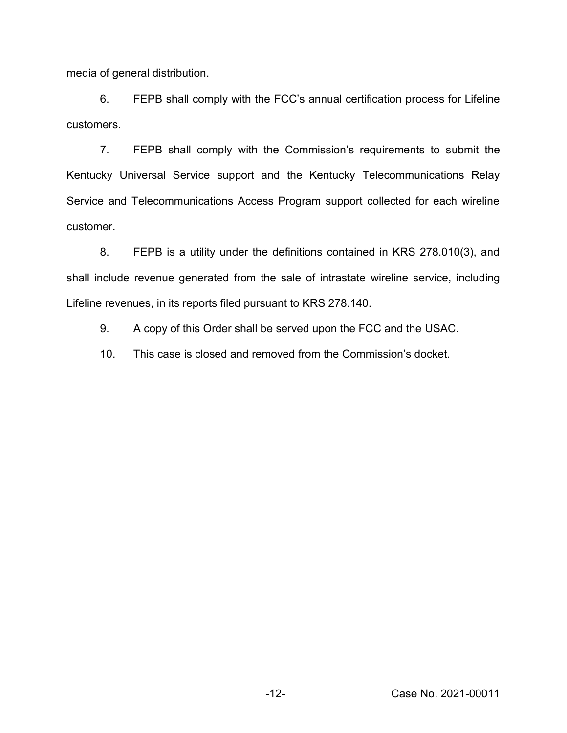media of general distribution.

6. FEPB shall comply with the FCC's annual certification process for Lifeline customers.

7. FEPB shall comply with the Commission's requirements to submit the Kentucky Universal Service support and the Kentucky Telecommunications Relay Service and Telecommunications Access Program support collected for each wireline customer.

8. FEPB is a utility under the definitions contained in KRS 278.010(3), and shall include revenue generated from the sale of intrastate wireline service, including Lifeline revenues, in its reports filed pursuant to KRS 278.140.

9. A copy of this Order shall be served upon the FCC and the USAC.

10. This case is closed and removed from the Commission's docket.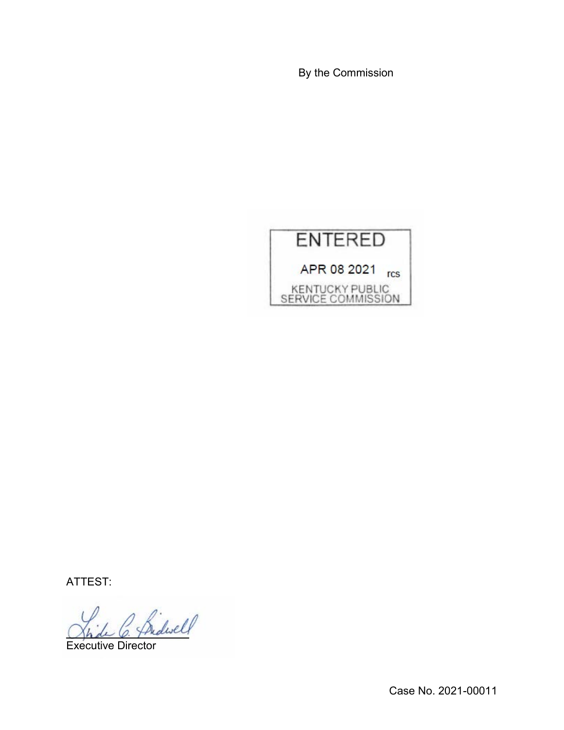By the Commission

ENTERED

APR 08 2021 rcs

KENTUCKY PUBLIC SERVICE COMMISSION

ATTEST:

Executive Director

Case No. 2021-00011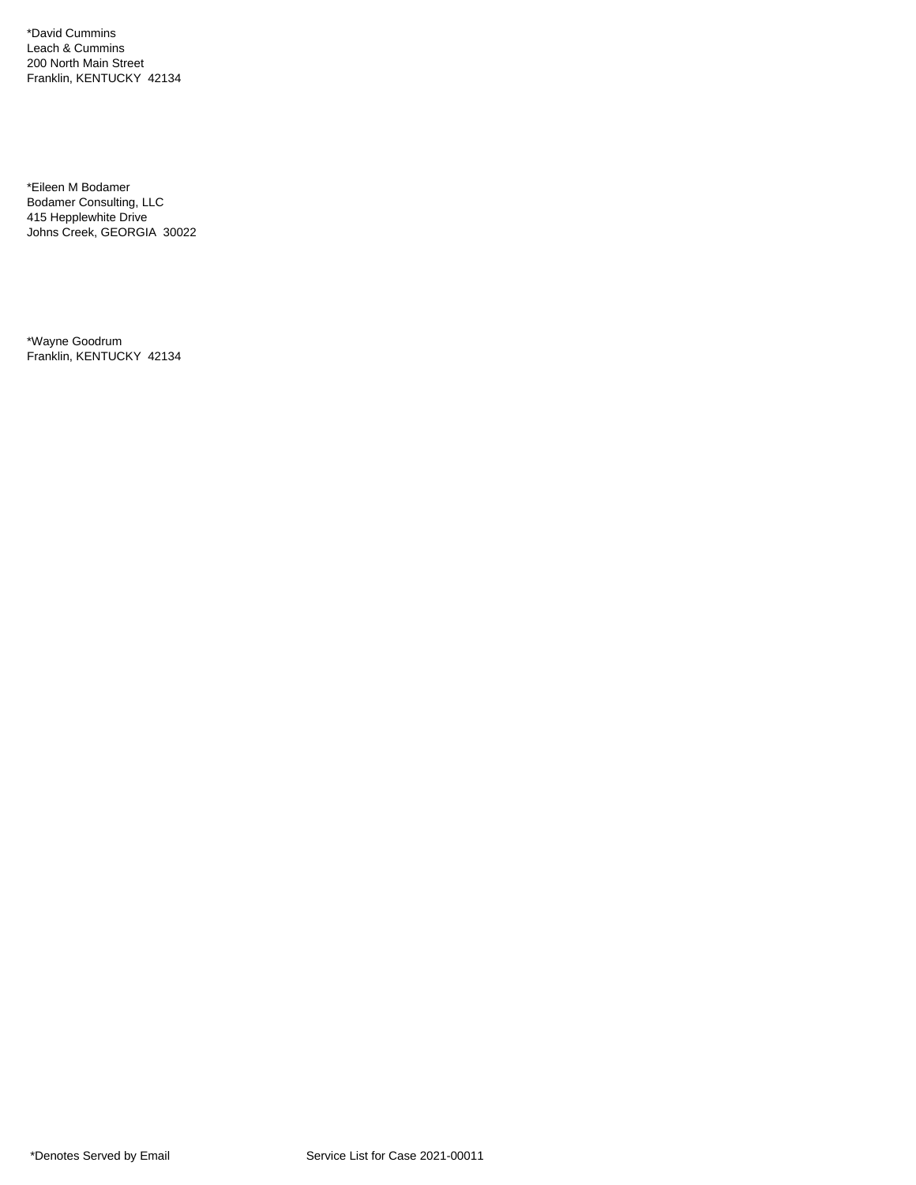*David Cummins
Leach & Cummins
200 North Main Street
Franklin, KENTUCKY  42134

*Eileen M Bodamer
Bodamer Consulting, LLC
415 Hepplewhite Drive
Johns Creek, GEORGIA  30022

*Wayne Goodrum
Franklin, KENTUCKY  42134

*Denotes Served by Email

Service List for Case 2021-00011